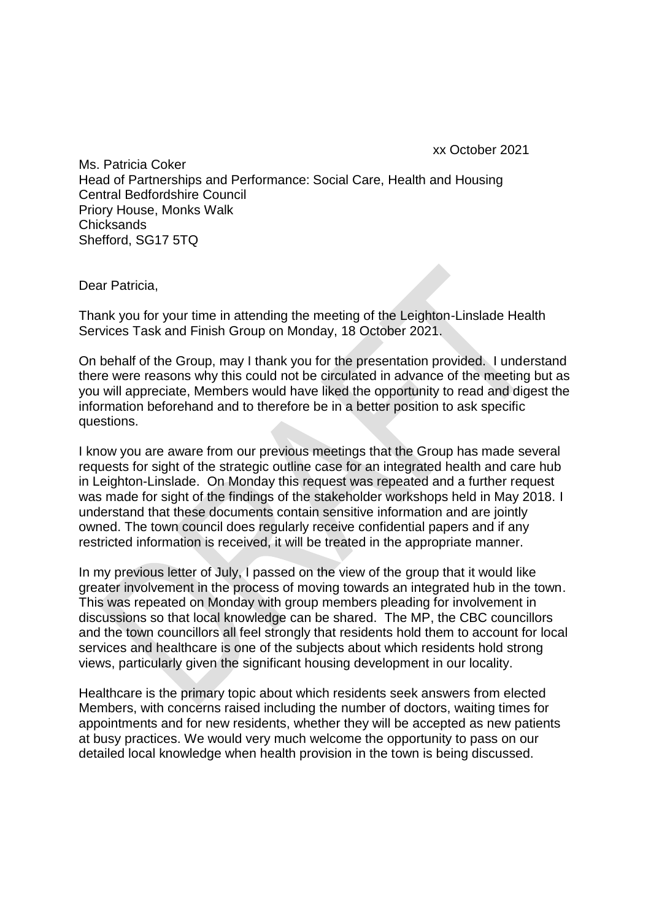xx October 2021

Ms. Patricia Coker
Head of Partnerships and Performance: Social Care, Health and Housing
Central Bedfordshire Council
Priory House, Monks Walk
Chicksands
Shefford, SG17 5TQ

Dear Patricia,

Thank you for your time in attending the meeting of the Leighton-Linslade Health Services Task and Finish Group on Monday, 18 October 2021.

On behalf of the Group, may I thank you for the presentation provided. I understand there were reasons why this could not be circulated in advance of the meeting but as you will appreciate, Members would have liked the opportunity to read and digest the information beforehand and to therefore be in a better position to ask specific questions.

I know you are aware from our previous meetings that the Group has made several requests for sight of the strategic outline case for an integrated health and care hub in Leighton-Linslade. On Monday this request was repeated and a further request was made for sight of the findings of the stakeholder workshops held in May 2018. I understand that these documents contain sensitive information and are jointly owned. The town council does regularly receive confidential papers and if any restricted information is received, it will be treated in the appropriate manner.

In my previous letter of July, I passed on the view of the group that it would like greater involvement in the process of moving towards an integrated hub in the town. This was repeated on Monday with group members pleading for involvement in discussions so that local knowledge can be shared. The MP, the CBC councillors and the town councillors all feel strongly that residents hold them to account for local services and healthcare is one of the subjects about which residents hold strong views, particularly given the significant housing development in our locality.

Healthcare is the primary topic about which residents seek answers from elected Members, with concerns raised including the number of doctors, waiting times for appointments and for new residents, whether they will be accepted as new patients at busy practices. We would very much welcome the opportunity to pass on our detailed local knowledge when health provision in the town is being discussed.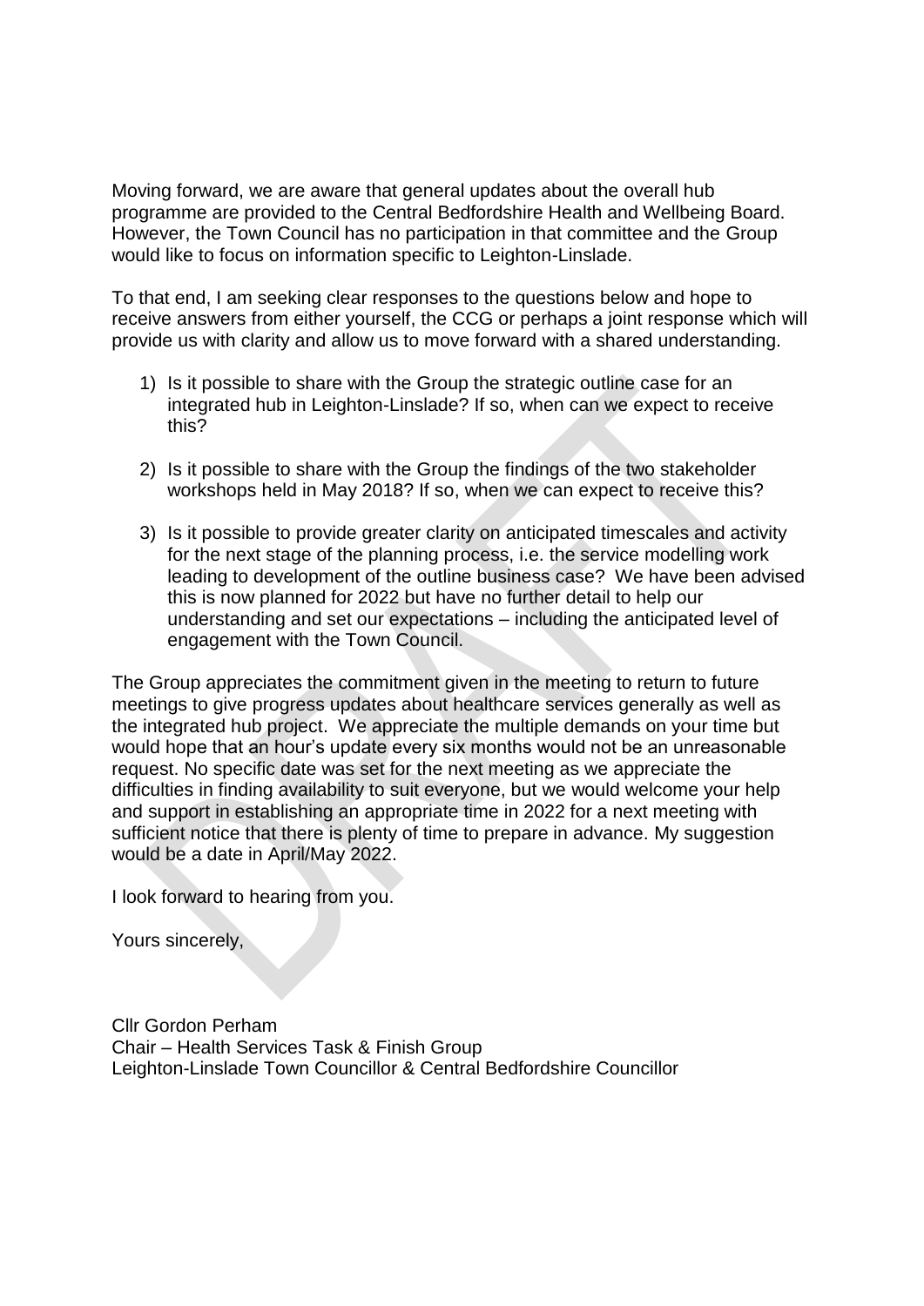Moving forward, we are aware that general updates about the overall hub programme are provided to the Central Bedfordshire Health and Wellbeing Board. However, the Town Council has no participation in that committee and the Group would like to focus on information specific to Leighton-Linslade.

To that end, I am seeking clear responses to the questions below and hope to receive answers from either yourself, the CCG or perhaps a joint response which will provide us with clarity and allow us to move forward with a shared understanding.

1) Is it possible to share with the Group the strategic outline case for an integrated hub in Leighton-Linslade? If so, when can we expect to receive this?

2) Is it possible to share with the Group the findings of the two stakeholder workshops held in May 2018? If so, when we can expect to receive this?

3) Is it possible to provide greater clarity on anticipated timescales and activity for the next stage of the planning process, i.e. the service modelling work leading to development of the outline business case? We have been advised this is now planned for 2022 but have no further detail to help our understanding and set our expectations – including the anticipated level of engagement with the Town Council.

The Group appreciates the commitment given in the meeting to return to future meetings to give progress updates about healthcare services generally as well as the integrated hub project. We appreciate the multiple demands on your time but would hope that an hour's update every six months would not be an unreasonable request. No specific date was set for the next meeting as we appreciate the difficulties in finding availability to suit everyone, but we would welcome your help and support in establishing an appropriate time in 2022 for a next meeting with sufficient notice that there is plenty of time to prepare in advance. My suggestion would be a date in April/May 2022.

I look forward to hearing from you.

Yours sincerely,

Cllr Gordon Perham
Chair – Health Services Task & Finish Group
Leighton-Linslade Town Councillor & Central Bedfordshire Councillor